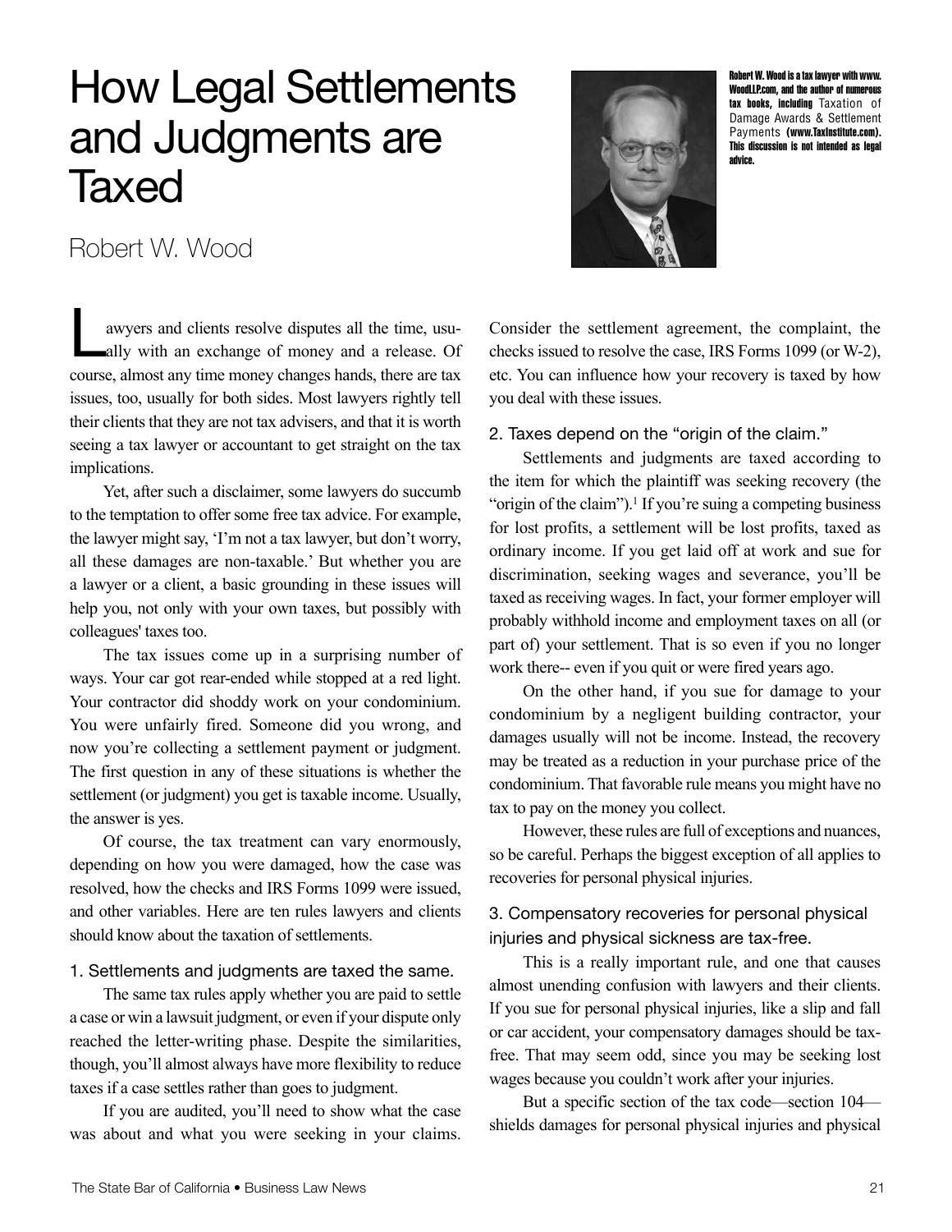# How Legal Settlements and Judgments are Taxed

Robert W. Wood

**Robert W. Wood is a tax lawyer with www.WoodLLP.com, and the author of numerous tax books, including** Taxation of Damage Awards & Settlement Payments **(www.TaxInstitute.com). This discussion is not intended as legal advice.**

Lawyers and clients resolve disputes all the time, usually with an exchange of money and a release. Of course, almost any time money changes hands, there are tax issues, too, usually for both sides. Most lawyers rightly tell their clients that they are not tax advisers, and that it is worth seeing a tax lawyer or accountant to get straight on the tax implications.

Yet, after such a disclaimer, some lawyers do succumb to the temptation to offer some free tax advice. For example, the lawyer might say, 'I'm not a tax lawyer, but don't worry, all these damages are non-taxable.' But whether you are a lawyer or a client, a basic grounding in these issues will help you, not only with your own taxes, but possibly with colleagues' taxes too.

The tax issues come up in a surprising number of ways. Your car got rear-ended while stopped at a red light. Your contractor did shoddy work on your condominium. You were unfairly fired. Someone did you wrong, and now you're collecting a settlement payment or judgment. The first question in any of these situations is whether the settlement (or judgment) you get is taxable income. Usually, the answer is yes.

Of course, the tax treatment can vary enormously, depending on how you were damaged, how the case was resolved, how the checks and IRS Forms 1099 were issued, and other variables. Here are ten rules lawyers and clients should know about the taxation of settlements.

### 1. Settlements and judgments are taxed the same.

The same tax rules apply whether you are paid to settle a case or win a lawsuit judgment, or even if your dispute only reached the letter-writing phase. Despite the similarities, though, you'll almost always have more flexibility to reduce taxes if a case settles rather than goes to judgment.

If you are audited, you'll need to show what the case was about and what you were seeking in your claims. Consider the settlement agreement, the complaint, the checks issued to resolve the case, IRS Forms 1099 (or W-2), etc. You can influence how your recovery is taxed by how you deal with these issues.

### 2. Taxes depend on the "origin of the claim."

Settlements and judgments are taxed according to the item for which the plaintiff was seeking recovery (the "origin of the claim").[1] If you're suing a competing business for lost profits, a settlement will be lost profits, taxed as ordinary income. If you get laid off at work and sue for discrimination, seeking wages and severance, you'll be taxed as receiving wages. In fact, your former employer will probably withhold income and employment taxes on all (or part of) your settlement. That is so even if you no longer work there-- even if you quit or were fired years ago.

On the other hand, if you sue for damage to your condominium by a negligent building contractor, your damages usually will not be income. Instead, the recovery may be treated as a reduction in your purchase price of the condominium. That favorable rule means you might have no tax to pay on the money you collect.

However, these rules are full of exceptions and nuances, so be careful. Perhaps the biggest exception of all applies to recoveries for personal physical injuries.

### 3. Compensatory recoveries for personal physical injuries and physical sickness are tax-free.

This is a really important rule, and one that causes almost unending confusion with lawyers and their clients. If you sue for personal physical injuries, like a slip and fall or car accident, your compensatory damages should be tax-free. That may seem odd, since you may be seeking lost wages because you couldn't work after your injuries.

But a specific section of the tax code—section 104—shields damages for personal physical injuries and physical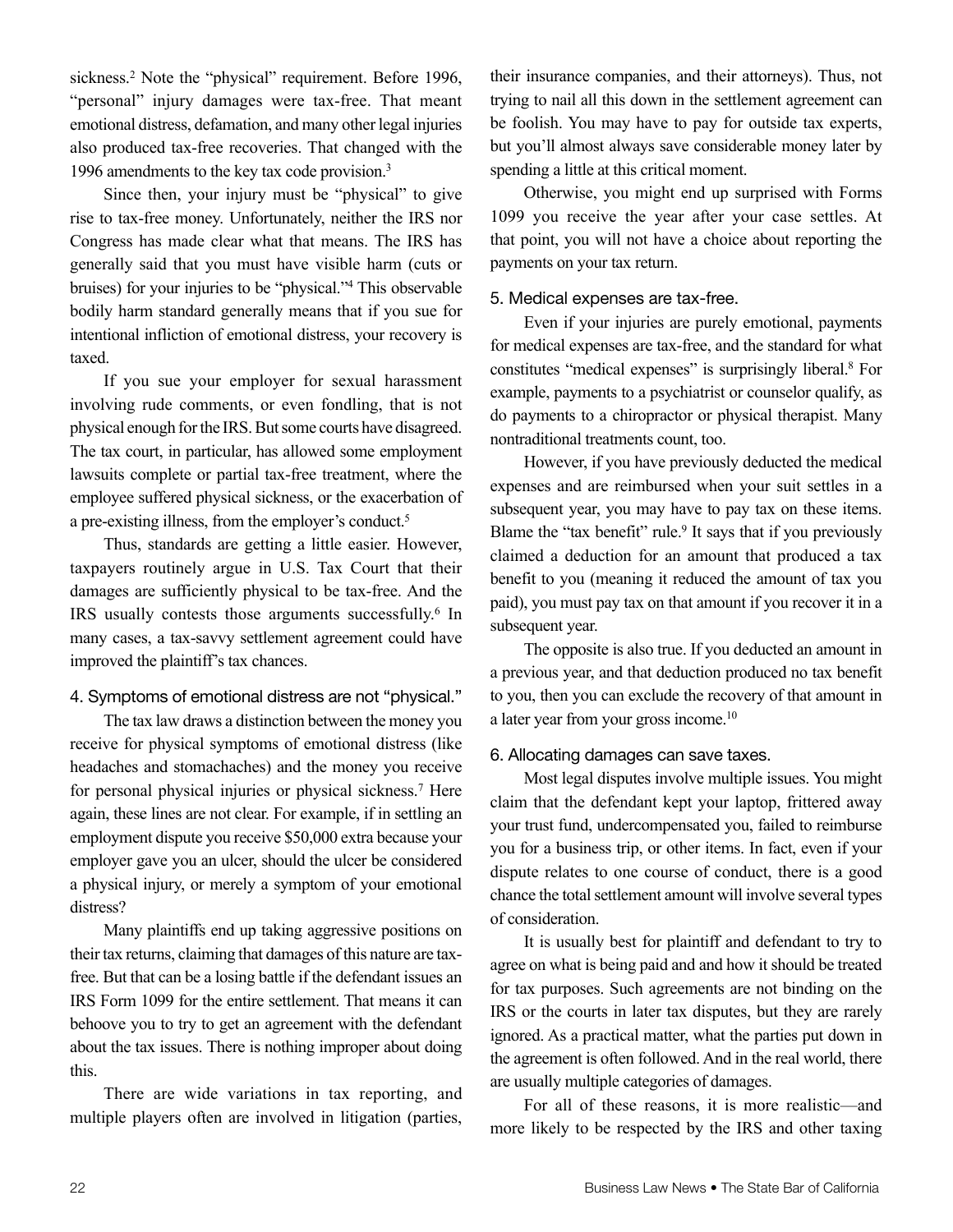sickness.[2] Note the "physical" requirement. Before 1996, "personal" injury damages were tax-free. That meant emotional distress, defamation, and many other legal injuries also produced tax-free recoveries. That changed with the 1996 amendments to the key tax code provision.[3]

Since then, your injury must be "physical" to give rise to tax-free money. Unfortunately, neither the IRS nor Congress has made clear what that means. The IRS has generally said that you must have visible harm (cuts or bruises) for your injuries to be "physical."[4] This observable bodily harm standard generally means that if you sue for intentional infliction of emotional distress, your recovery is taxed.

If you sue your employer for sexual harassment involving rude comments, or even fondling, that is not physical enough for the IRS. But some courts have disagreed. The tax court, in particular, has allowed some employment lawsuits complete or partial tax-free treatment, where the employee suffered physical sickness, or the exacerbation of a pre-existing illness, from the employer's conduct.[5]

Thus, standards are getting a little easier. However, taxpayers routinely argue in U.S. Tax Court that their damages are sufficiently physical to be tax-free. And the IRS usually contests those arguments successfully.[6] In many cases, a tax-savvy settlement agreement could have improved the plaintiff's tax chances.

### 4. Symptoms of emotional distress are not "physical."

The tax law draws a distinction between the money you receive for physical symptoms of emotional distress (like headaches and stomachaches) and the money you receive for personal physical injuries or physical sickness.[7] Here again, these lines are not clear. For example, if in settling an employment dispute you receive $50,000 extra because your employer gave you an ulcer, should the ulcer be considered a physical injury, or merely a symptom of your emotional distress?

Many plaintiffs end up taking aggressive positions on their tax returns, claiming that damages of this nature are tax-free. But that can be a losing battle if the defendant issues an IRS Form 1099 for the entire settlement. That means it can behoove you to try to get an agreement with the defendant about the tax issues. There is nothing improper about doing this.

There are wide variations in tax reporting, and multiple players often are involved in litigation (parties, their insurance companies, and their attorneys). Thus, not trying to nail all this down in the settlement agreement can be foolish. You may have to pay for outside tax experts, but you'll almost always save considerable money later by spending a little at this critical moment.

Otherwise, you might end up surprised with Forms 1099 you receive the year after your case settles. At that point, you will not have a choice about reporting the payments on your tax return.

### 5. Medical expenses are tax-free.

Even if your injuries are purely emotional, payments for medical expenses are tax-free, and the standard for what constitutes "medical expenses" is surprisingly liberal.[8] For example, payments to a psychiatrist or counselor qualify, as do payments to a chiropractor or physical therapist. Many nontraditional treatments count, too.

However, if you have previously deducted the medical expenses and are reimbursed when your suit settles in a subsequent year, you may have to pay tax on these items. Blame the "tax benefit" rule.[9] It says that if you previously claimed a deduction for an amount that produced a tax benefit to you (meaning it reduced the amount of tax you paid), you must pay tax on that amount if you recover it in a subsequent year.

The opposite is also true. If you deducted an amount in a previous year, and that deduction produced no tax benefit to you, then you can exclude the recovery of that amount in a later year from your gross income.[10]

### 6. Allocating damages can save taxes.

Most legal disputes involve multiple issues. You might claim that the defendant kept your laptop, frittered away your trust fund, undercompensated you, failed to reimburse you for a business trip, or other items. In fact, even if your dispute relates to one course of conduct, there is a good chance the total settlement amount will involve several types of consideration.

It is usually best for plaintiff and defendant to try to agree on what is being paid and and how it should be treated for tax purposes. Such agreements are not binding on the IRS or the courts in later tax disputes, but they are rarely ignored. As a practical matter, what the parties put down in the agreement is often followed. And in the real world, there are usually multiple categories of damages.

For all of these reasons, it is more realistic—and more likely to be respected by the IRS and other taxing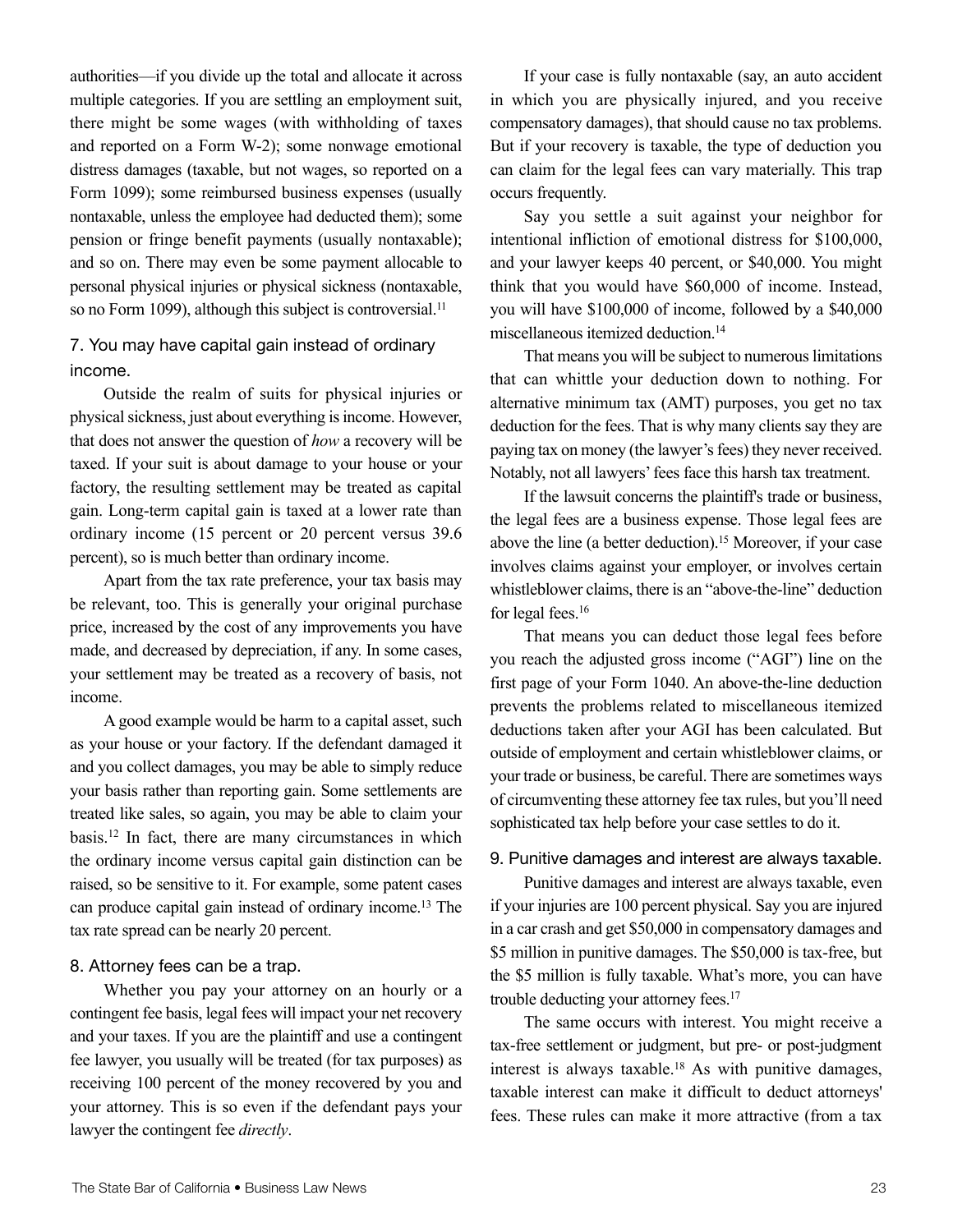authorities—if you divide up the total and allocate it across multiple categories. If you are settling an employment suit, there might be some wages (with withholding of taxes and reported on a Form W-2); some nonwage emotional distress damages (taxable, but not wages, so reported on a Form 1099); some reimbursed business expenses (usually nontaxable, unless the employee had deducted them); some pension or fringe benefit payments (usually nontaxable); and so on. There may even be some payment allocable to personal physical injuries or physical sickness (nontaxable, so no Form 1099), although this subject is controversial.[11]

### 7. You may have capital gain instead of ordinary income.

Outside the realm of suits for physical injuries or physical sickness, just about everything is income. However, that does not answer the question of *how* a recovery will be taxed. If your suit is about damage to your house or your factory, the resulting settlement may be treated as capital gain. Long-term capital gain is taxed at a lower rate than ordinary income (15 percent or 20 percent versus 39.6 percent), so is much better than ordinary income.

Apart from the tax rate preference, your tax basis may be relevant, too. This is generally your original purchase price, increased by the cost of any improvements you have made, and decreased by depreciation, if any. In some cases, your settlement may be treated as a recovery of basis, not income.

A good example would be harm to a capital asset, such as your house or your factory. If the defendant damaged it and you collect damages, you may be able to simply reduce your basis rather than reporting gain. Some settlements are treated like sales, so again, you may be able to claim your basis.[12] In fact, there are many circumstances in which the ordinary income versus capital gain distinction can be raised, so be sensitive to it. For example, some patent cases can produce capital gain instead of ordinary income.[13] The tax rate spread can be nearly 20 percent.

### 8. Attorney fees can be a trap.

Whether you pay your attorney on an hourly or a contingent fee basis, legal fees will impact your net recovery and your taxes. If you are the plaintiff and use a contingent fee lawyer, you usually will be treated (for tax purposes) as receiving 100 percent of the money recovered by you and your attorney. This is so even if the defendant pays your lawyer the contingent fee *directly*.

If your case is fully nontaxable (say, an auto accident in which you are physically injured, and you receive compensatory damages), that should cause no tax problems. But if your recovery is taxable, the type of deduction you can claim for the legal fees can vary materially. This trap occurs frequently.

Say you settle a suit against your neighbor for intentional infliction of emotional distress for $100,000, and your lawyer keeps 40 percent, or $40,000. You might think that you would have $60,000 of income. Instead, you will have $100,000 of income, followed by a $40,000 miscellaneous itemized deduction.[14]

That means you will be subject to numerous limitations that can whittle your deduction down to nothing. For alternative minimum tax (AMT) purposes, you get no tax deduction for the fees. That is why many clients say they are paying tax on money (the lawyer's fees) they never received. Notably, not all lawyers' fees face this harsh tax treatment.

If the lawsuit concerns the plaintiff's trade or business, the legal fees are a business expense. Those legal fees are above the line (a better deduction).[15] Moreover, if your case involves claims against your employer, or involves certain whistleblower claims, there is an "above-the-line" deduction for legal fees.[16]

That means you can deduct those legal fees before you reach the adjusted gross income ("AGI") line on the first page of your Form 1040. An above-the-line deduction prevents the problems related to miscellaneous itemized deductions taken after your AGI has been calculated. But outside of employment and certain whistleblower claims, or your trade or business, be careful. There are sometimes ways of circumventing these attorney fee tax rules, but you'll need sophisticated tax help before your case settles to do it.

### 9. Punitive damages and interest are always taxable.

Punitive damages and interest are always taxable, even if your injuries are 100 percent physical. Say you are injured in a car crash and get $50,000 in compensatory damages and $5 million in punitive damages. The $50,000 is tax-free, but the $5 million is fully taxable. What's more, you can have trouble deducting your attorney fees.[17]

The same occurs with interest. You might receive a tax-free settlement or judgment, but pre- or post-judgment interest is always taxable.[18] As with punitive damages, taxable interest can make it difficult to deduct attorneys' fees. These rules can make it more attractive (from a tax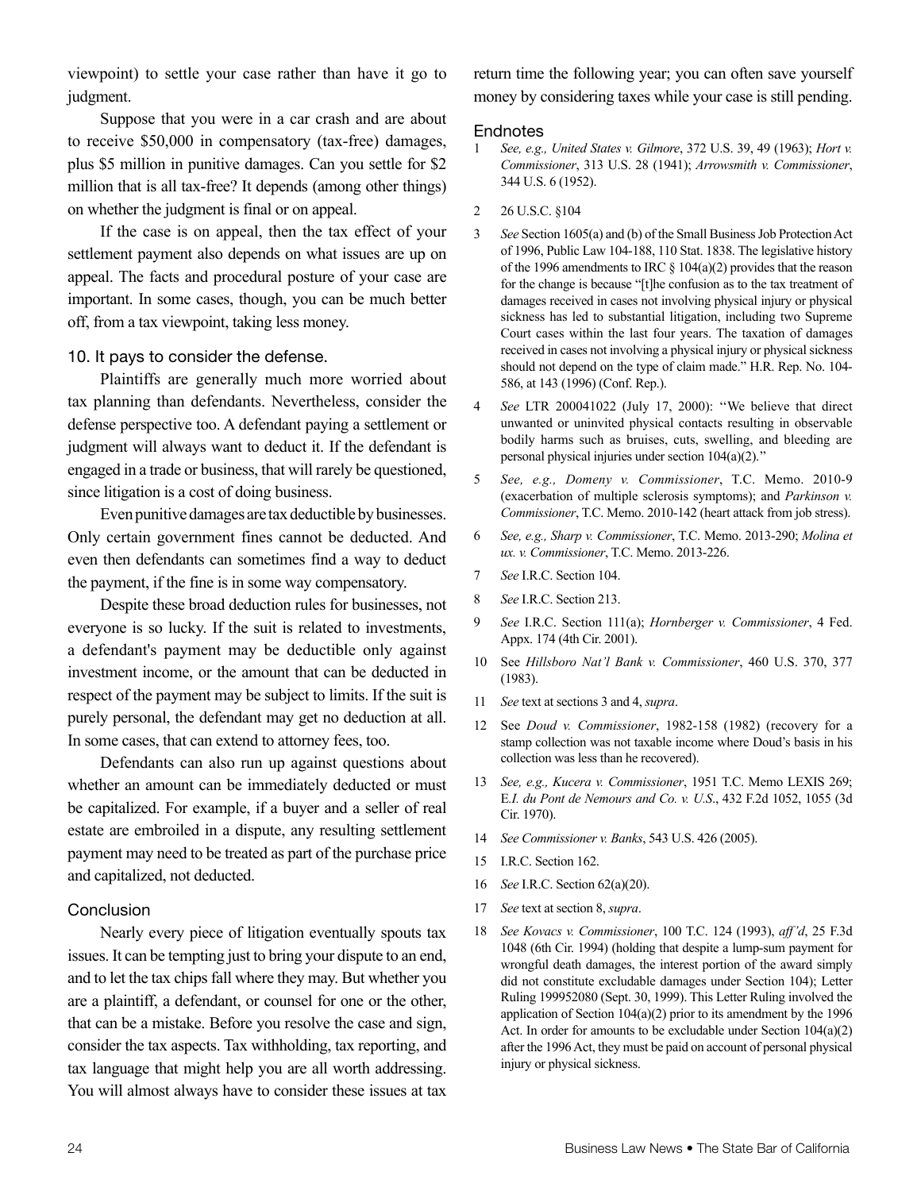viewpoint) to settle your case rather than have it go to judgment.

Suppose that you were in a car crash and are about to receive $50,000 in compensatory (tax-free) damages, plus $5 million in punitive damages. Can you settle for $2 million that is all tax-free? It depends (among other things) on whether the judgment is final or on appeal.

If the case is on appeal, then the tax effect of your settlement payment also depends on what issues are up on appeal. The facts and procedural posture of your case are important. In some cases, though, you can be much better off, from a tax viewpoint, taking less money.

### 10. It pays to consider the defense.

Plaintiffs are generally much more worried about tax planning than defendants. Nevertheless, consider the defense perspective too. A defendant paying a settlement or judgment will always want to deduct it. If the defendant is engaged in a trade or business, that will rarely be questioned, since litigation is a cost of doing business.

Even punitive damages are tax deductible by businesses. Only certain government fines cannot be deducted. And even then defendants can sometimes find a way to deduct the payment, if the fine is in some way compensatory.

Despite these broad deduction rules for businesses, not everyone is so lucky. If the suit is related to investments, a defendant's payment may be deductible only against investment income, or the amount that can be deducted in respect of the payment may be subject to limits. If the suit is purely personal, the defendant may get no deduction at all. In some cases, that can extend to attorney fees, too.

Defendants can also run up against questions about whether an amount can be immediately deducted or must be capitalized. For example, if a buyer and a seller of real estate are embroiled in a dispute, any resulting settlement payment may need to be treated as part of the purchase price and capitalized, not deducted.

### Conclusion

Nearly every piece of litigation eventually spouts tax issues. It can be tempting just to bring your dispute to an end, and to let the tax chips fall where they may. But whether you are a plaintiff, a defendant, or counsel for one or the other, that can be a mistake. Before you resolve the case and sign, consider the tax aspects. Tax withholding, tax reporting, and tax language that might help you are all worth addressing. You will almost always have to consider these issues at tax return time the following year; you can often save yourself money by considering taxes while your case is still pending.

### Endnotes

1. *See, e.g., United States v. Gilmore*, 372 U.S. 39, 49 (1963); *Hort v. Commissioner*, 313 U.S. 28 (1941); *Arrowsmith v. Commissioner*, 344 U.S. 6 (1952).
2. 26 U.S.C. §104
3. *See* Section 1605(a) and (b) of the Small Business Job Protection Act of 1996, Public Law 104-188, 110 Stat. 1838. The legislative history of the 1996 amendments to IRC § 104(a)(2) provides that the reason for the change is because "[t]he confusion as to the tax treatment of damages received in cases not involving physical injury or physical sickness has led to substantial litigation, including two Supreme Court cases within the last four years. The taxation of damages received in cases not involving a physical injury or physical sickness should not depend on the type of claim made." H.R. Rep. No. 104-586, at 143 (1996) (Conf. Rep.).
4. *See* LTR 200041022 (July 17, 2000): "We believe that direct unwanted or uninvited physical contacts resulting in observable bodily harms such as bruises, cuts, swelling, and bleeding are personal physical injuries under section 104(a)(2)."
5. *See, e.g., Domeny v. Commissioner*, T.C. Memo. 2010-9 (exacerbation of multiple sclerosis symptoms); and *Parkinson v. Commissioner*, T.C. Memo. 2010-142 (heart attack from job stress).
6. *See, e.g., Sharp v. Commissioner*, T.C. Memo. 2013-290; *Molina et ux. v. Commissioner*, T.C. Memo. 2013-226.
7. *See* I.R.C. Section 104.
8. *See* I.R.C. Section 213.
9. *See* I.R.C. Section 111(a); *Hornberger v. Commissioner*, 4 Fed. Appx. 174 (4th Cir. 2001).
10. See *Hillsboro Nat'l Bank v. Commissioner*, 460 U.S. 370, 377 (1983).
11. *See* text at sections 3 and 4, *supra*.
12. See *Doud v. Commissioner*, 1982-158 (1982) (recovery for a stamp collection was not taxable income where Doud's basis in his collection was less than he recovered).
13. *See, e.g., Kucera v. Commissioner*, 1951 T.C. Memo LEXIS 269; E.*I. du Pont de Nemours and Co. v. U.S*., 432 F.2d 1052, 1055 (3d Cir. 1970).
14. *See Commissioner v. Banks*, 543 U.S. 426 (2005).
15. I.R.C. Section 162.
16. *See* I.R.C. Section 62(a)(20).
17. *See* text at section 8, *supra*.
18. *See Kovacs v. Commissioner*, 100 T.C. 124 (1993), *aff'd*, 25 F.3d 1048 (6th Cir. 1994) (holding that despite a lump-sum payment for wrongful death damages, the interest portion of the award simply did not constitute excludable damages under Section 104); Letter Ruling 199952080 (Sept. 30, 1999). This Letter Ruling involved the application of Section 104(a)(2) prior to its amendment by the 1996 Act. In order for amounts to be excludable under Section 104(a)(2) after the 1996 Act, they must be paid on account of personal physical injury or physical sickness.